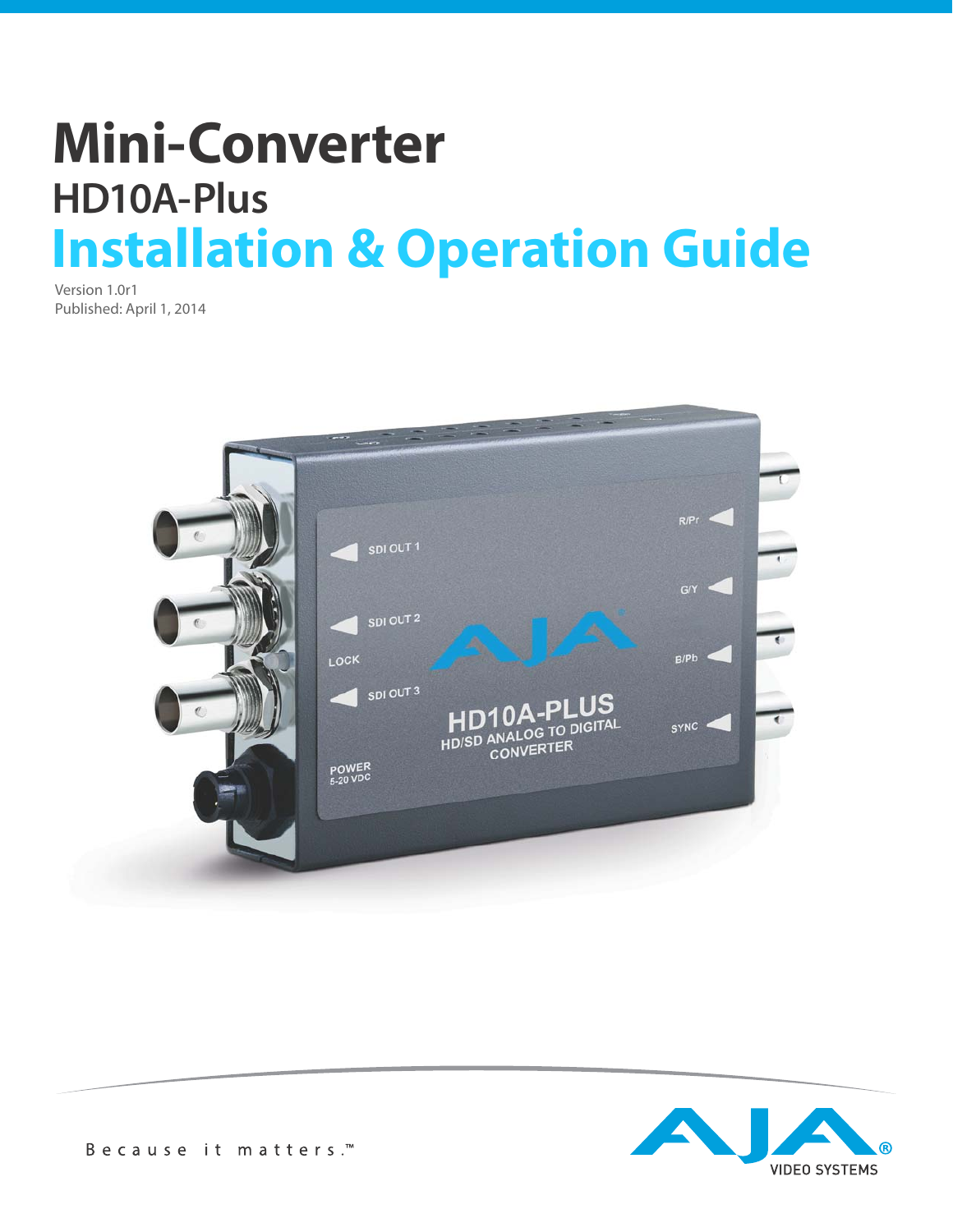# Mini-Converter

## HD10A-Plus

# Installation & Operation Guide

Version 1.0r1
Published: April 1, 2014

B e c a u s e   i t   m a t t e r s .™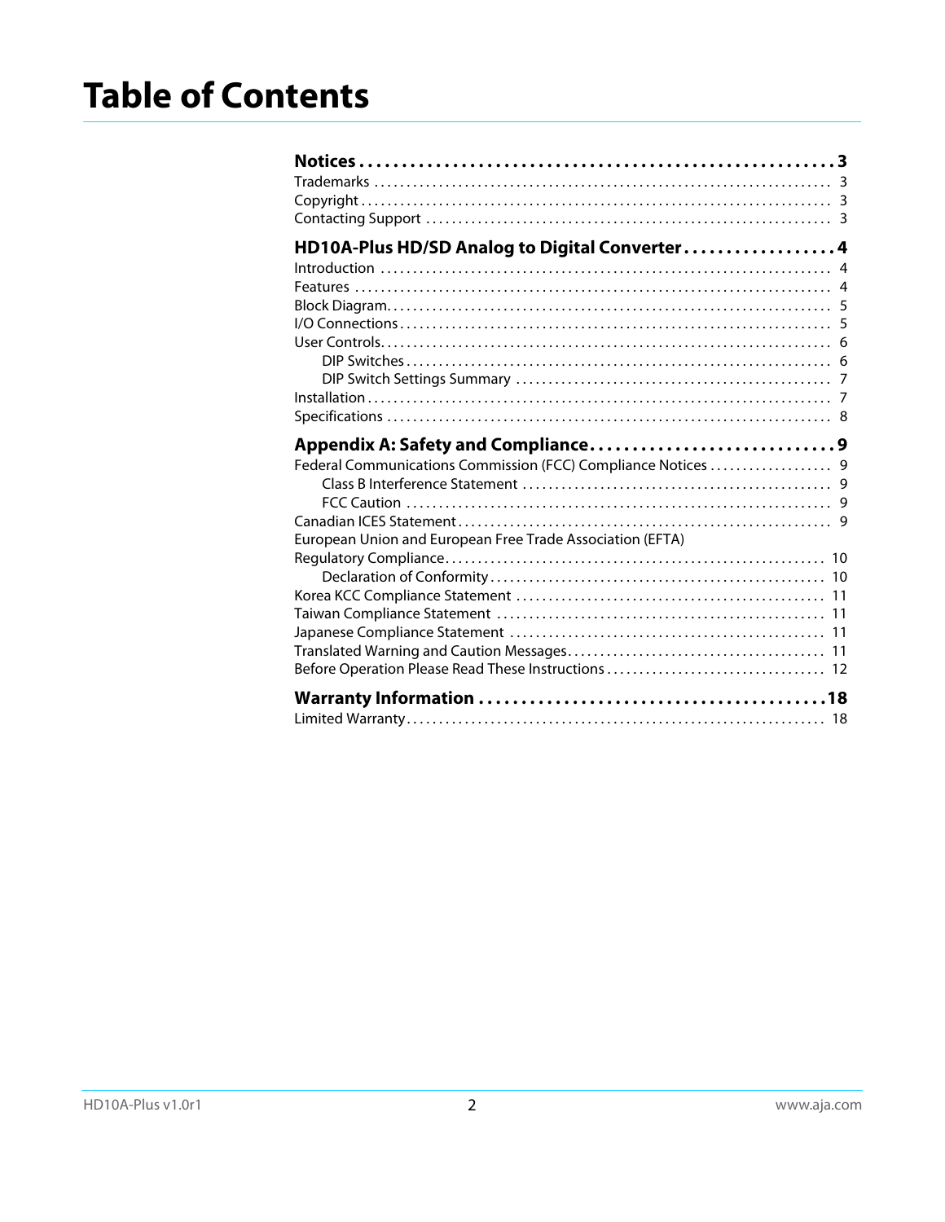# Table of Contents

**Notices . . . 3**

Trademarks . . . 3
Copyright . . . 3
Contacting Support . . . 3

**HD10A-Plus HD/SD Analog to Digital Converter . . . 4**

Introduction . . . 4
Features . . . 4
Block Diagram . . . 5
I/O Connections . . . 5
User Controls . . . 6
- DIP Switches . . . 6
- DIP Switch Settings Summary . . . 7

Installation . . . 7
Specifications . . . 8

**Appendix A: Safety and Compliance . . . 9**

Federal Communications Commission (FCC) Compliance Notices . . . 9
- Class B Interference Statement . . . 9
- FCC Caution . . . 9

Canadian ICES Statement . . . 9
European Union and European Free Trade Association (EFTA) Regulatory Compliance . . . 10
- Declaration of Conformity . . . 10

Korea KCC Compliance Statement . . . 11
Taiwan Compliance Statement . . . 11
Japanese Compliance Statement . . . 11
Translated Warning and Caution Messages . . . 11
Before Operation Please Read These Instructions . . . 12

**Warranty Information . . . 18**

Limited Warranty . . . 18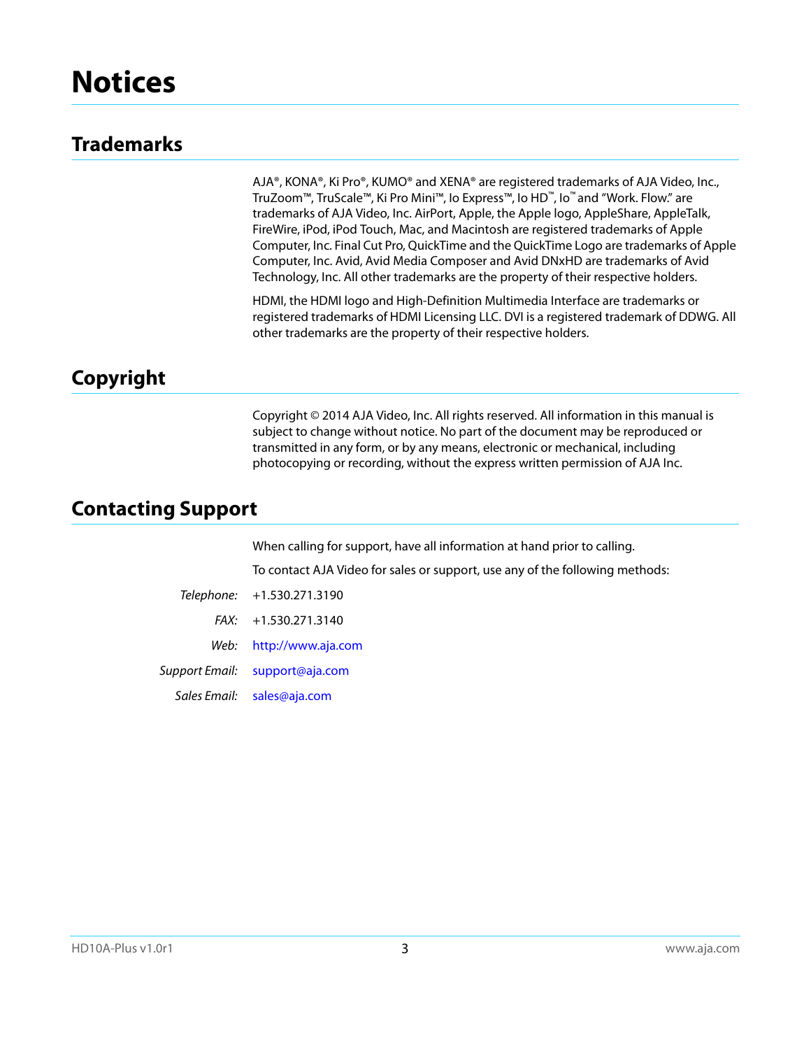# Notices

## Trademarks

AJA®, KONA®, Ki Pro®, KUMO® and XENA® are registered trademarks of AJA Video, Inc., TruZoom™, TruScale™, Ki Pro Mini™, Io Express™, Io HD™, Io™ and "Work. Flow." are trademarks of AJA Video, Inc. AirPort, Apple, the Apple logo, AppleShare, AppleTalk, FireWire, iPod, iPod Touch, Mac, and Macintosh are registered trademarks of Apple Computer, Inc. Final Cut Pro, QuickTime and the QuickTime Logo are trademarks of Apple Computer, Inc. Avid, Avid Media Composer and Avid DNxHD are trademarks of Avid Technology, Inc. All other trademarks are the property of their respective holders.

HDMI, the HDMI logo and High-Definition Multimedia Interface are trademarks or registered trademarks of HDMI Licensing LLC. DVI is a registered trademark of DDWG. All other trademarks are the property of their respective holders.

## Copyright

Copyright © 2014 AJA Video, Inc. All rights reserved. All information in this manual is subject to change without notice. No part of the document may be reproduced or transmitted in any form, or by any means, electronic or mechanical, including photocopying or recording, without the express written permission of AJA Inc.

## Contacting Support

When calling for support, have all information at hand prior to calling.

To contact AJA Video for sales or support, use any of the following methods:

*Telephone:* +1.530.271.3190

*FAX:* +1.530.271.3140

*Web:* http://www.aja.com

*Support Email:* support@aja.com

*Sales Email:* sales@aja.com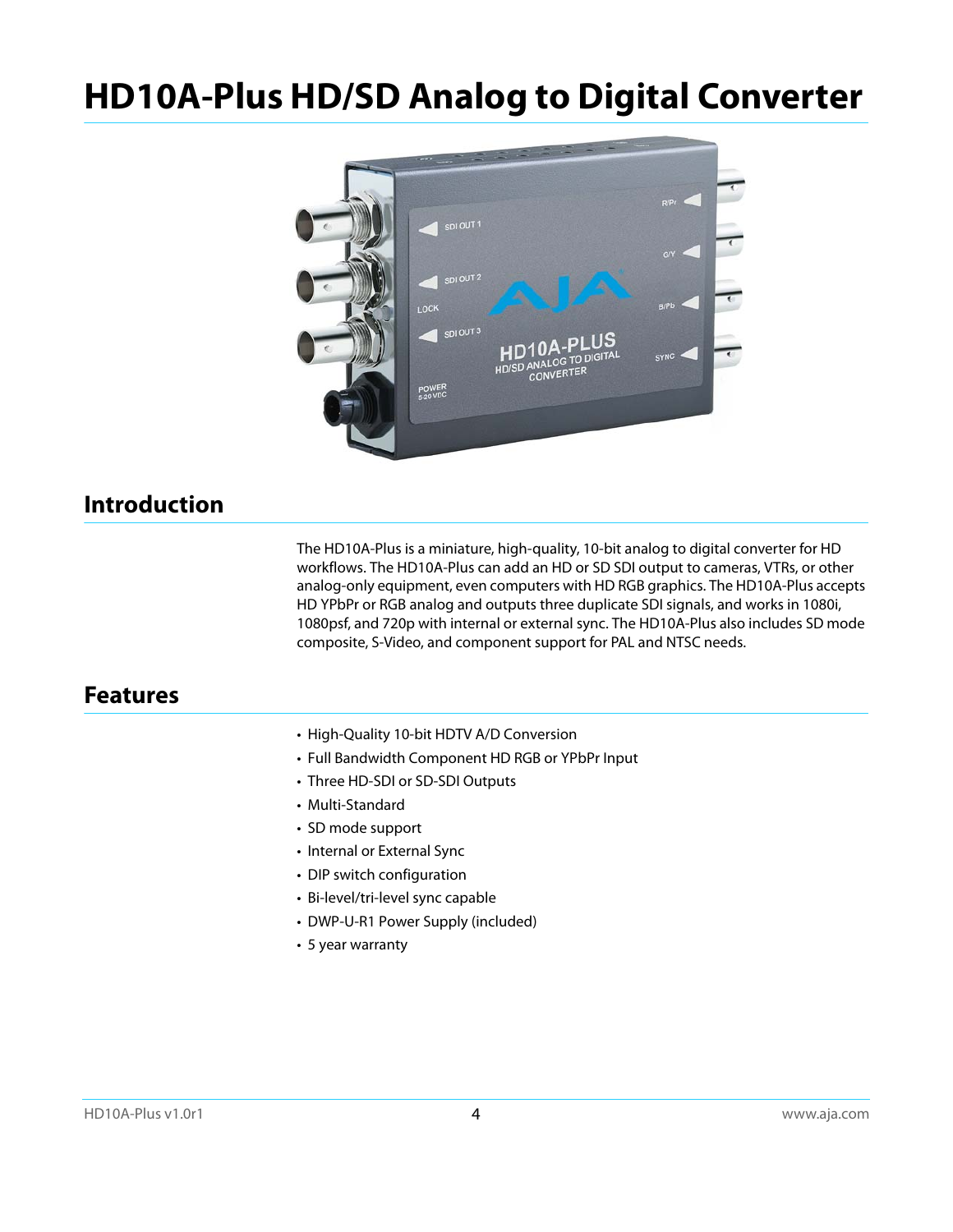# HD10A-Plus HD/SD Analog to Digital Converter

## Introduction

The HD10A-Plus is a miniature, high-quality, 10-bit analog to digital converter for HD workflows. The HD10A-Plus can add an HD or SD SDI output to cameras, VTRs, or other analog-only equipment, even computers with HD RGB graphics. The HD10A-Plus accepts HD YPbPr or RGB analog and outputs three duplicate SDI signals, and works in 1080i, 1080psf, and 720p with internal or external sync. The HD10A-Plus also includes SD mode composite, S-Video, and component support for PAL and NTSC needs.

## Features

- High-Quality 10-bit HDTV A/D Conversion
- Full Bandwidth Component HD RGB or YPbPr Input
- Three HD-SDI or SD-SDI Outputs
- Multi-Standard
- SD mode support
- Internal or External Sync
- DIP switch configuration
- Bi-level/tri-level sync capable
- DWP-U-R1 Power Supply (included)
- 5 year warranty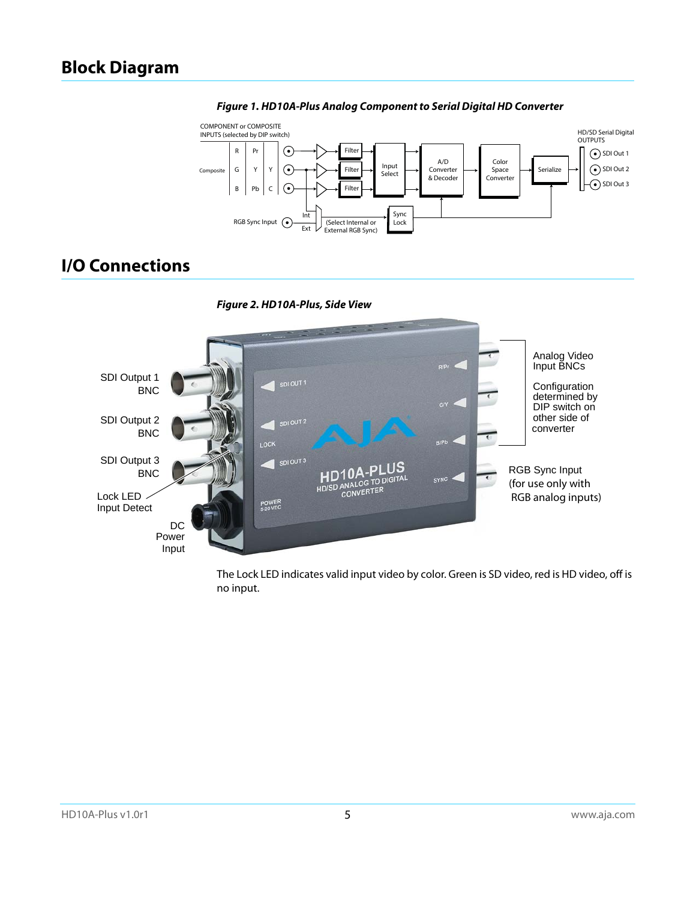## Block Diagram

***Figure 1. HD10A-Plus Analog Component to Serial Digital HD Converter***

## I/O Connections

***Figure 2. HD10A-Plus, Side View***

The Lock LED indicates valid input video by color. Green is SD video, red is HD video, off is no input.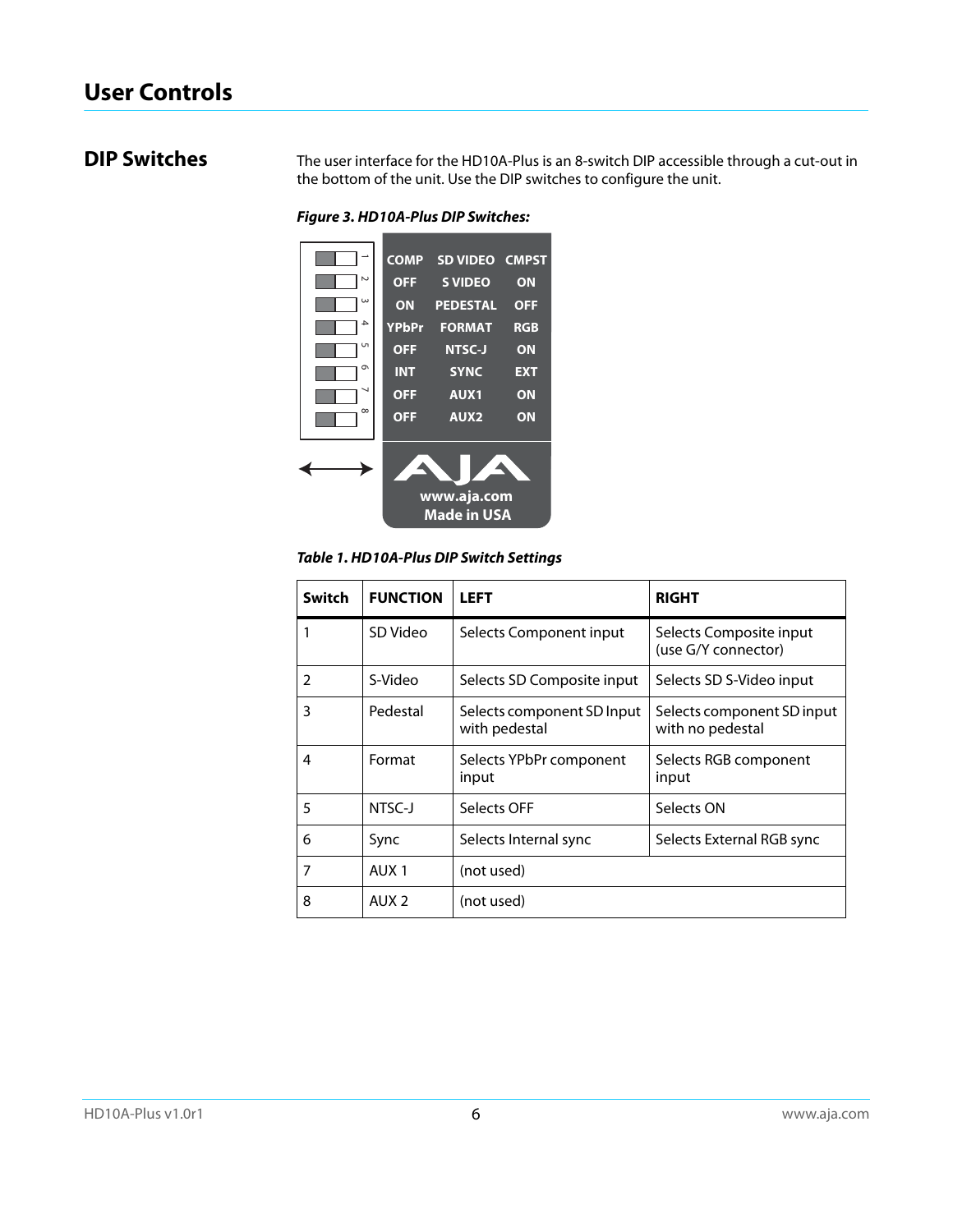# User Controls

## DIP Switches

The user interface for the HD10A-Plus is an 8-switch DIP accessible through a cut-out in the bottom of the unit. Use the DIP switches to configure the unit.

***Figure 3. HD10A-Plus DIP Switches:***

| | LEFT | FUNCTION | RIGHT |
|---|---|---|---|
| 1 | COMP | SD VIDEO | CMPST |
| 2 | OFF | S VIDEO | ON |
| 3 | ON | PEDESTAL | OFF |
| 4 | YPbPr | FORMAT | RGB |
| 5 | OFF | NTSC-J | ON |
| 6 | INT | SYNC | EXT |
| 7 | OFF | AUX1 | ON |
| 8 | OFF | AUX2 | ON |

www.aja.com
Made in USA

***Table 1. HD10A-Plus DIP Switch Settings***

| Switch | FUNCTION | LEFT | RIGHT |
|---|---|---|---|
| 1 | SD Video | Selects Component input | Selects Composite input (use G/Y connector) |
| 2 | S-Video | Selects SD Composite input | Selects SD S-Video input |
| 3 | Pedestal | Selects component SD Input with pedestal | Selects component SD input with no pedestal |
| 4 | Format | Selects YPbPr component input | Selects RGB component input |
| 5 | NTSC-J | Selects OFF | Selects ON |
| 6 | Sync | Selects Internal sync | Selects External RGB sync |
| 7 | AUX 1 | (not used) | |
| 8 | AUX 2 | (not used) | |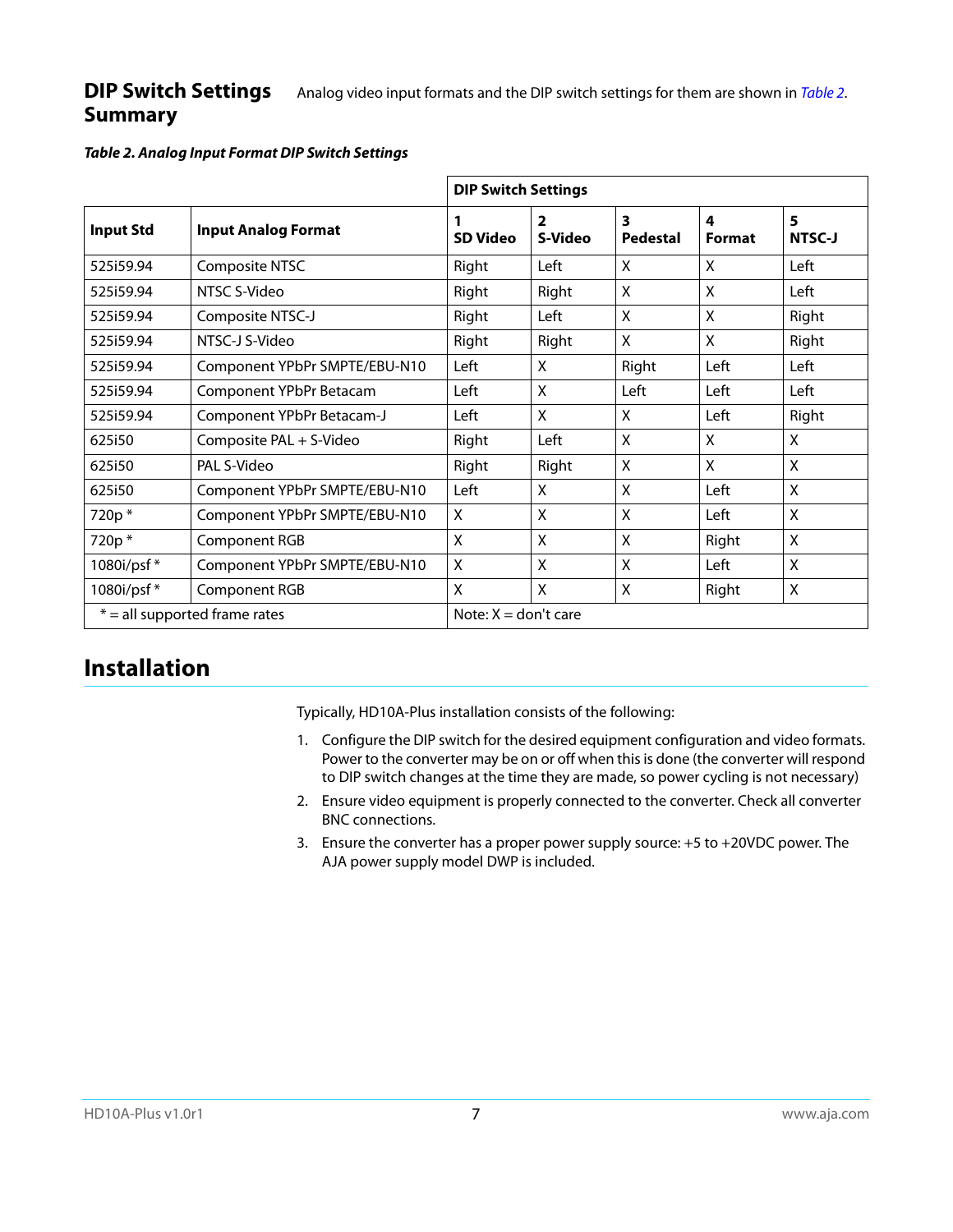## DIP Switch Settings Summary

Analog video input formats and the DIP switch settings for them are shown in *Table 2*.

***Table 2. Analog Input Format DIP Switch Settings***

| | | DIP Switch Settings | | | | |
|---|---|---|---|---|---|---|
| **Input Std** | **Input Analog Format** | **1 SD Video** | **2 S-Video** | **3 Pedestal** | **4 Format** | **5 NTSC-J** |
| 525i59.94 | Composite NTSC | Right | Left | X | X | Left |
| 525i59.94 | NTSC S-Video | Right | Right | X | X | Left |
| 525i59.94 | Composite NTSC-J | Right | Left | X | X | Right |
| 525i59.94 | NTSC-J S-Video | Right | Right | X | X | Right |
| 525i59.94 | Component YPbPr SMPTE/EBU-N10 | Left | X | Right | Left | Left |
| 525i59.94 | Component YPbPr Betacam | Left | X | Left | Left | Left |
| 525i59.94 | Component YPbPr Betacam-J | Left | X | X | Left | Right |
| 625i50 | Composite PAL + S-Video | Right | Left | X | X | X |
| 625i50 | PAL S-Video | Right | Right | X | X | X |
| 625i50 | Component YPbPr SMPTE/EBU-N10 | Left | X | X | Left | X |
| 720p * | Component YPbPr SMPTE/EBU-N10 | X | X | X | Left | X |
| 720p * | Component RGB | X | X | X | Right | X |
| 1080i/psf * | Component YPbPr SMPTE/EBU-N10 | X | X | X | Left | X |
| 1080i/psf * | Component RGB | X | X | X | Right | X |
| * = all supported frame rates | | Note: X = don't care | | | | |

# Installation

Typically, HD10A-Plus installation consists of the following:

1. Configure the DIP switch for the desired equipment configuration and video formats. Power to the converter may be on or off when this is done (the converter will respond to DIP switch changes at the time they are made, so power cycling is not necessary)
2. Ensure video equipment is properly connected to the converter. Check all converter BNC connections.
3. Ensure the converter has a proper power supply source: +5 to +20VDC power. The AJA power supply model DWP is included.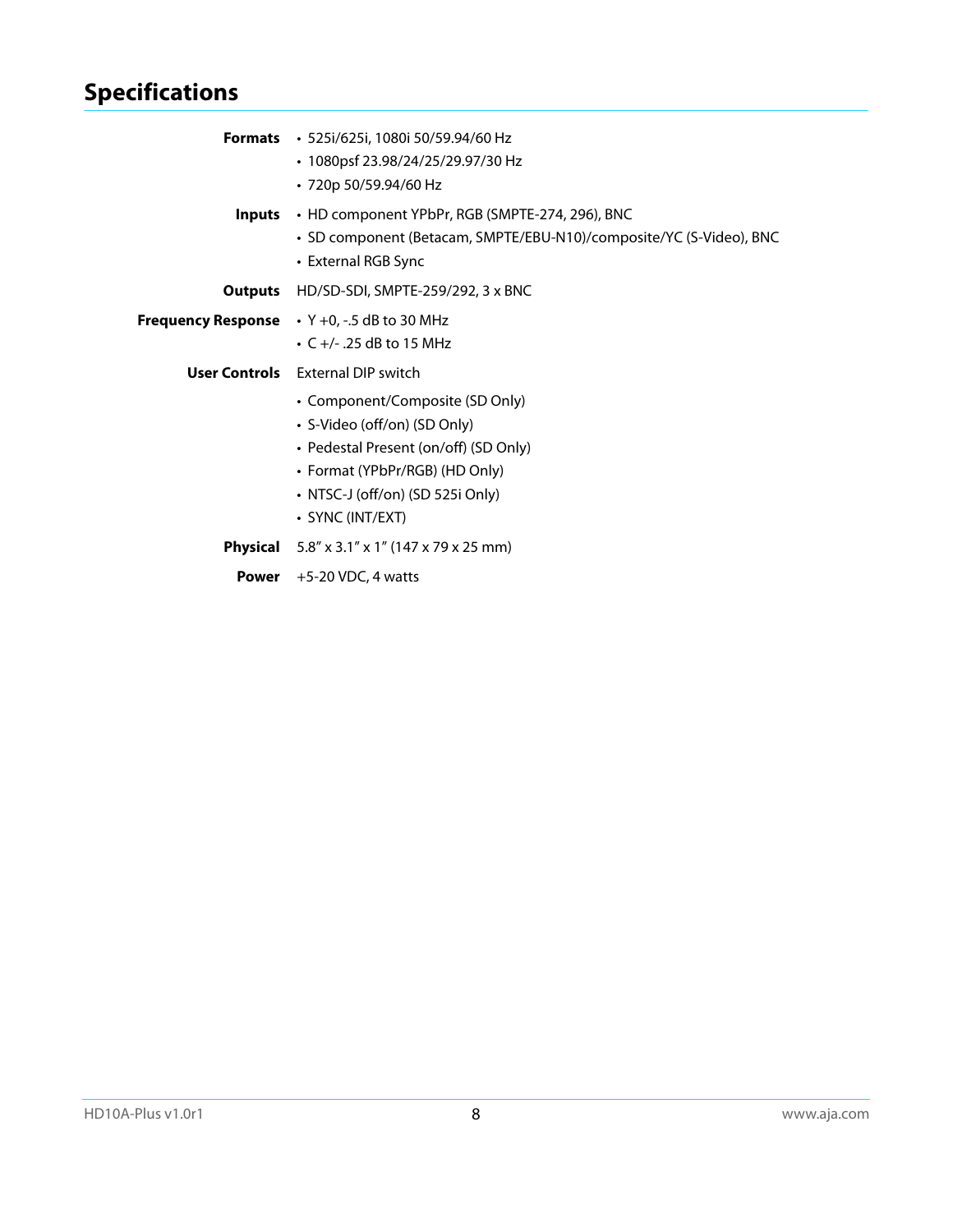## Specifications

| | |
|---|---|
| **Formats** | • 525i/625i, 1080i 50/59.94/60 Hz<br>• 1080psf 23.98/24/25/29.97/30 Hz<br>• 720p 50/59.94/60 Hz |
| **Inputs** | • HD component YPbPr, RGB (SMPTE-274, 296), BNC<br>• SD component (Betacam, SMPTE/EBU-N10)/composite/YC (S-Video), BNC<br>• External RGB Sync |
| **Outputs** | HD/SD-SDI, SMPTE-259/292, 3 x BNC |
| **Frequency Response** | • Y +0, -.5 dB to 30 MHz<br>• C +/- .25 dB to 15 MHz |
| **User Controls** | External DIP switch<br>• Component/Composite (SD Only)<br>• S-Video (off/on) (SD Only)<br>• Pedestal Present (on/off) (SD Only)<br>• Format (YPbPr/RGB) (HD Only)<br>• NTSC-J (off/on) (SD 525i Only)<br>• SYNC (INT/EXT) |
| **Physical** | 5.8" x 3.1" x 1" (147 x 79 x 25 mm) |
| **Power** | +5-20 VDC, 4 watts |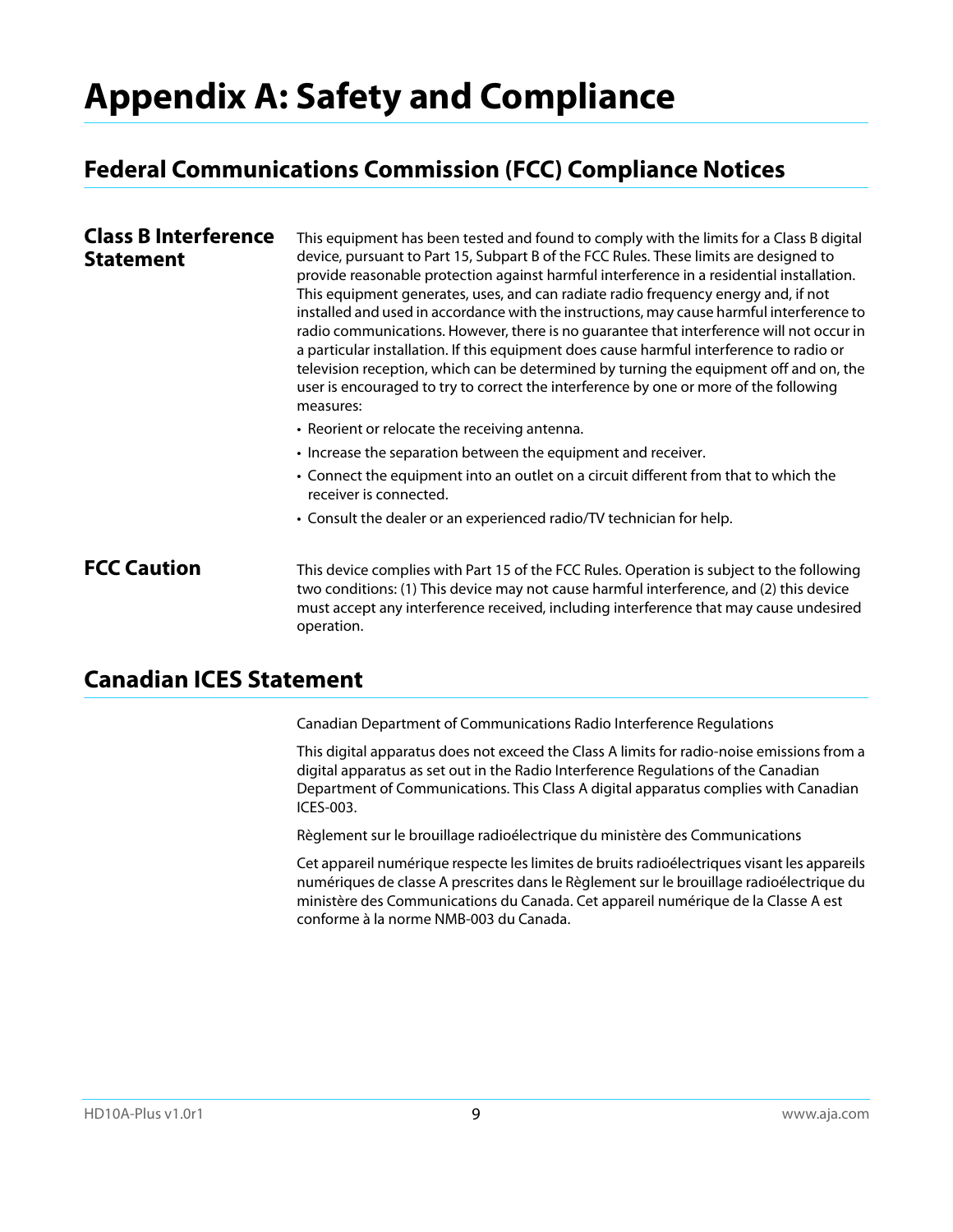# Appendix A: Safety and Compliance

## Federal Communications Commission (FCC) Compliance Notices

### Class B Interference Statement

This equipment has been tested and found to comply with the limits for a Class B digital device, pursuant to Part 15, Subpart B of the FCC Rules. These limits are designed to provide reasonable protection against harmful interference in a residential installation. This equipment generates, uses, and can radiate radio frequency energy and, if not installed and used in accordance with the instructions, may cause harmful interference to radio communications. However, there is no guarantee that interference will not occur in a particular installation. If this equipment does cause harmful interference to radio or television reception, which can be determined by turning the equipment off and on, the user is encouraged to try to correct the interference by one or more of the following measures:

- Reorient or relocate the receiving antenna.
- Increase the separation between the equipment and receiver.
- Connect the equipment into an outlet on a circuit different from that to which the receiver is connected.
- Consult the dealer or an experienced radio/TV technician for help.

### FCC Caution

This device complies with Part 15 of the FCC Rules. Operation is subject to the following two conditions: (1) This device may not cause harmful interference, and (2) this device must accept any interference received, including interference that may cause undesired operation.

## Canadian ICES Statement

Canadian Department of Communications Radio Interference Regulations

This digital apparatus does not exceed the Class A limits for radio-noise emissions from a digital apparatus as set out in the Radio Interference Regulations of the Canadian Department of Communications. This Class A digital apparatus complies with Canadian ICES-003.

Règlement sur le brouillage radioélectrique du ministère des Communications

Cet appareil numérique respecte les limites de bruits radioélectriques visant les appareils numériques de classe A prescrites dans le Règlement sur le brouillage radioélectrique du ministère des Communications du Canada. Cet appareil numérique de la Classe A est conforme à la norme NMB-003 du Canada.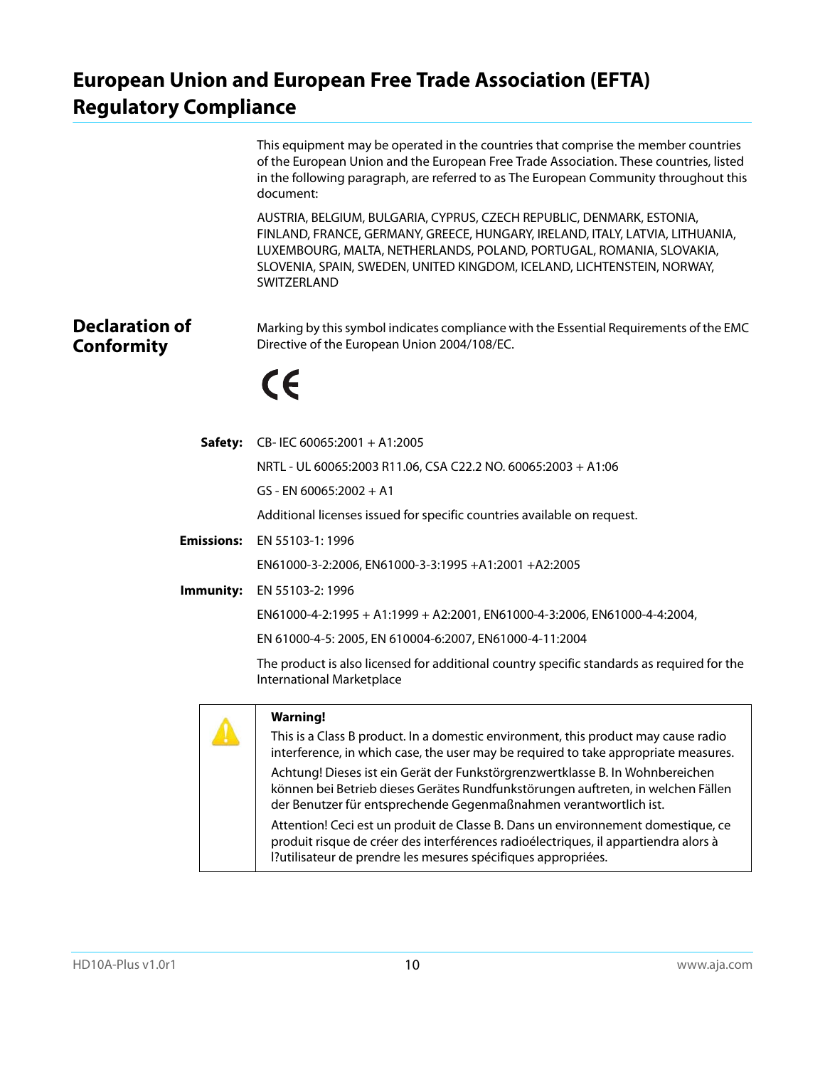# European Union and European Free Trade Association (EFTA) Regulatory Compliance

This equipment may be operated in the countries that comprise the member countries of the European Union and the European Free Trade Association. These countries, listed in the following paragraph, are referred to as The European Community throughout this document:

AUSTRIA, BELGIUM, BULGARIA, CYPRUS, CZECH REPUBLIC, DENMARK, ESTONIA, FINLAND, FRANCE, GERMANY, GREECE, HUNGARY, IRELAND, ITALY, LATVIA, LITHUANIA, LUXEMBOURG, MALTA, NETHERLANDS, POLAND, PORTUGAL, ROMANIA, SLOVAKIA, SLOVENIA, SPAIN, SWEDEN, UNITED KINGDOM, ICELAND, LICHTENSTEIN, NORWAY, SWITZERLAND

## Declaration of Conformity

Marking by this symbol indicates compliance with the Essential Requirements of the EMC Directive of the European Union 2004/108/EC.

CE

**Safety:** CB- IEC 60065:2001 + A1:2005

NRTL - UL 60065:2003 R11.06, CSA C22.2 NO. 60065:2003 + A1:06

GS - EN 60065:2002 + A1

Additional licenses issued for specific countries available on request.

**Emissions:** EN 55103-1: 1996

EN61000-3-2:2006, EN61000-3-3:1995 +A1:2001 +A2:2005

**Immunity:** EN 55103-2: 1996

EN61000-4-2:1995 + A1:1999 + A2:2001, EN61000-4-3:2006, EN61000-4-4:2004,

EN 61000-4-5: 2005, EN 610004-6:2007, EN61000-4-11:2004

The product is also licensed for additional country specific standards as required for the International Marketplace

**Warning!**

This is a Class B product. In a domestic environment, this product may cause radio interference, in which case, the user may be required to take appropriate measures.

Achtung! Dieses ist ein Gerät der Funkstörgrenzwertklasse B. In Wohnbereichen können bei Betrieb dieses Gerätes Rundfunkstörungen auftreten, in welchen Fällen der Benutzer für entsprechende Gegenmaßnahmen verantwortlich ist.

Attention! Ceci est un produit de Classe B. Dans un environnement domestique, ce produit risque de créer des interférences radioélectriques, il appartiendra alors à l?utilisateur de prendre les mesures spécifiques appropriées.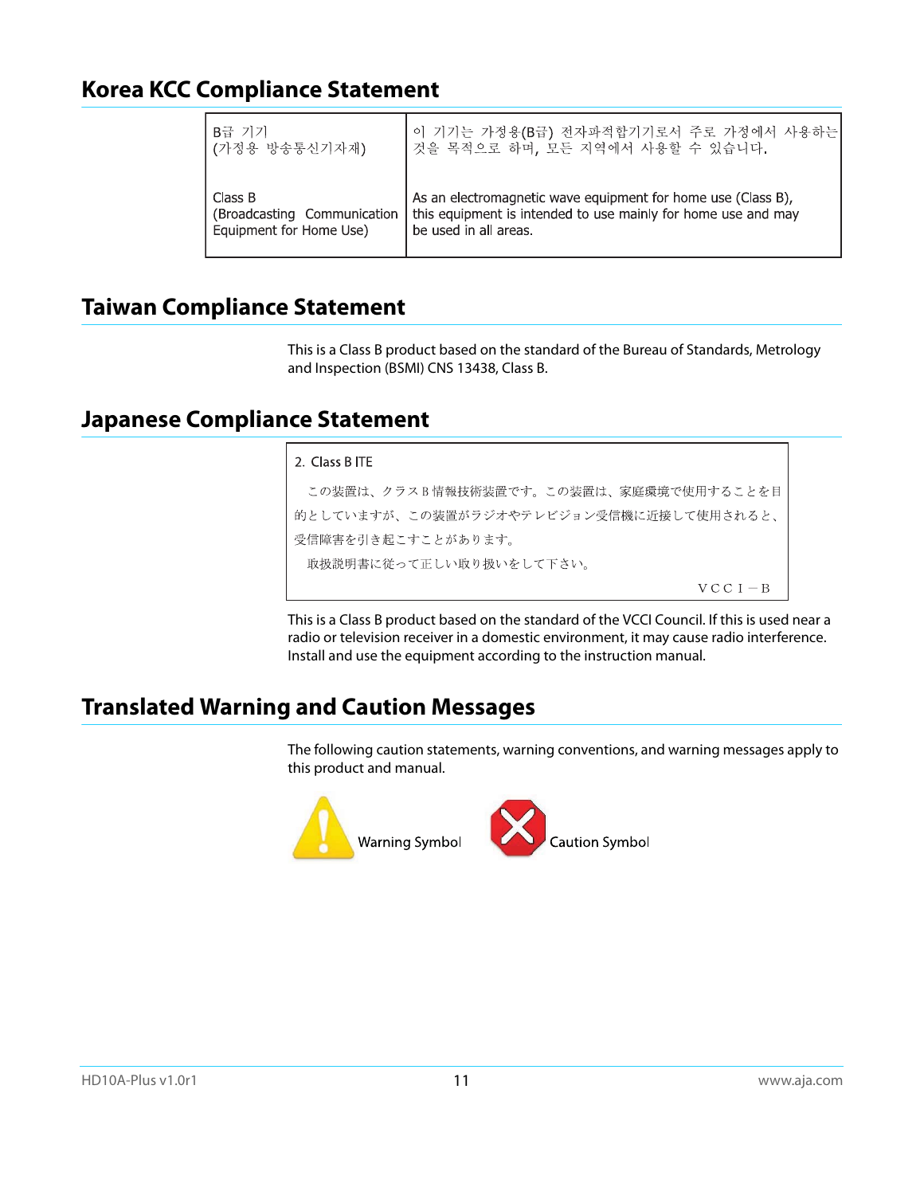## Korea KCC Compliance Statement

| B급 기기<br>(가정용 방송통신기자재) | 이 기기는 가정용(B급) 전자파적합기기로서 주로 가정에서 사용하는 것을 목적으로 하며, 모든 지역에서 사용할 수 있습니다. |
|---|---|
| Class B<br>(Broadcasting Communication Equipment for Home Use) | As an electromagnetic wave equipment for home use (Class B), this equipment is intended to use mainly for home use and may be used in all areas. |

## Taiwan Compliance Statement

This is a Class B product based on the standard of the Bureau of Standards, Metrology and Inspection (BSMI) CNS 13438, Class B.

## Japanese Compliance Statement

2. Class B ITE

この装置は、クラスＢ情報技術装置です。この装置は、家庭環境で使用することを目的としていますが、この装置がラジオやテレビジョン受信機に近接して使用されると、受信障害を引き起こすことがあります。

取扱説明書に従って正しい取り扱いをして下さい。

ＶＣＣＩ－Ｂ

This is a Class B product based on the standard of the VCCI Council. If this is used near a radio or television receiver in a domestic environment, it may cause radio interference. Install and use the equipment according to the instruction manual.

## Translated Warning and Caution Messages

The following caution statements, warning conventions, and warning messages apply to this product and manual.

Warning Symbol

Caution Symbol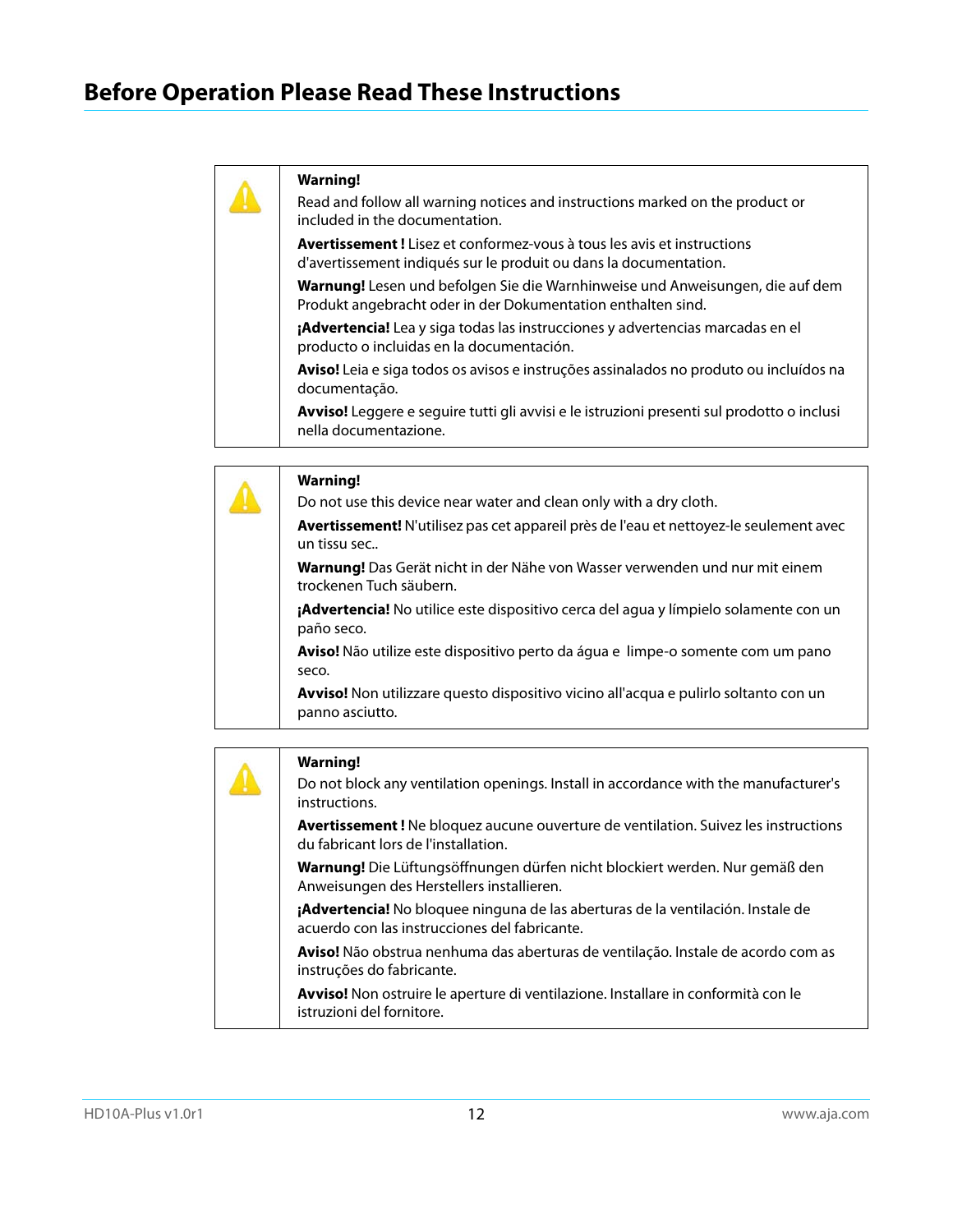# Before Operation Please Read These Instructions

**Warning!**

Read and follow all warning notices and instructions marked on the product or included in the documentation.

**Avertissement !** Lisez et conformez-vous à tous les avis et instructions d'avertissement indiqués sur le produit ou dans la documentation.

**Warnung!** Lesen und befolgen Sie die Warnhinweise und Anweisungen, die auf dem Produkt angebracht oder in der Dokumentation enthalten sind.

**¡Advertencia!** Lea y siga todas las instrucciones y advertencias marcadas en el producto o incluidas en la documentación.

**Aviso!** Leia e siga todos os avisos e instruções assinalados no produto ou incluídos na documentação.

**Avviso!** Leggere e seguire tutti gli avvisi e le istruzioni presenti sul prodotto o inclusi nella documentazione.

**Warning!**

Do not use this device near water and clean only with a dry cloth.

**Avertissement!** N'utilisez pas cet appareil près de l'eau et nettoyez-le seulement avec un tissu sec..

**Warnung!** Das Gerät nicht in der Nähe von Wasser verwenden und nur mit einem trockenen Tuch säubern.

**¡Advertencia!** No utilice este dispositivo cerca del agua y límpielo solamente con un paño seco.

**Aviso!** Não utilize este dispositivo perto da água e limpe-o somente com um pano seco.

**Avviso!** Non utilizzare questo dispositivo vicino all'acqua e pulirlo soltanto con un panno asciutto.

**Warning!**

Do not block any ventilation openings. Install in accordance with the manufacturer's instructions.

**Avertissement !** Ne bloquez aucune ouverture de ventilation. Suivez les instructions du fabricant lors de l'installation.

**Warnung!** Die Lüftungsöffnungen dürfen nicht blockiert werden. Nur gemäß den Anweisungen des Herstellers installieren.

**¡Advertencia!** No bloquee ninguna de las aberturas de la ventilación. Instale de acuerdo con las instrucciones del fabricante.

**Aviso!** Não obstrua nenhuma das aberturas de ventilação. Instale de acordo com as instruções do fabricante.

**Avviso!** Non ostruire le aperture di ventilazione. Installare in conformità con le istruzioni del fornitore.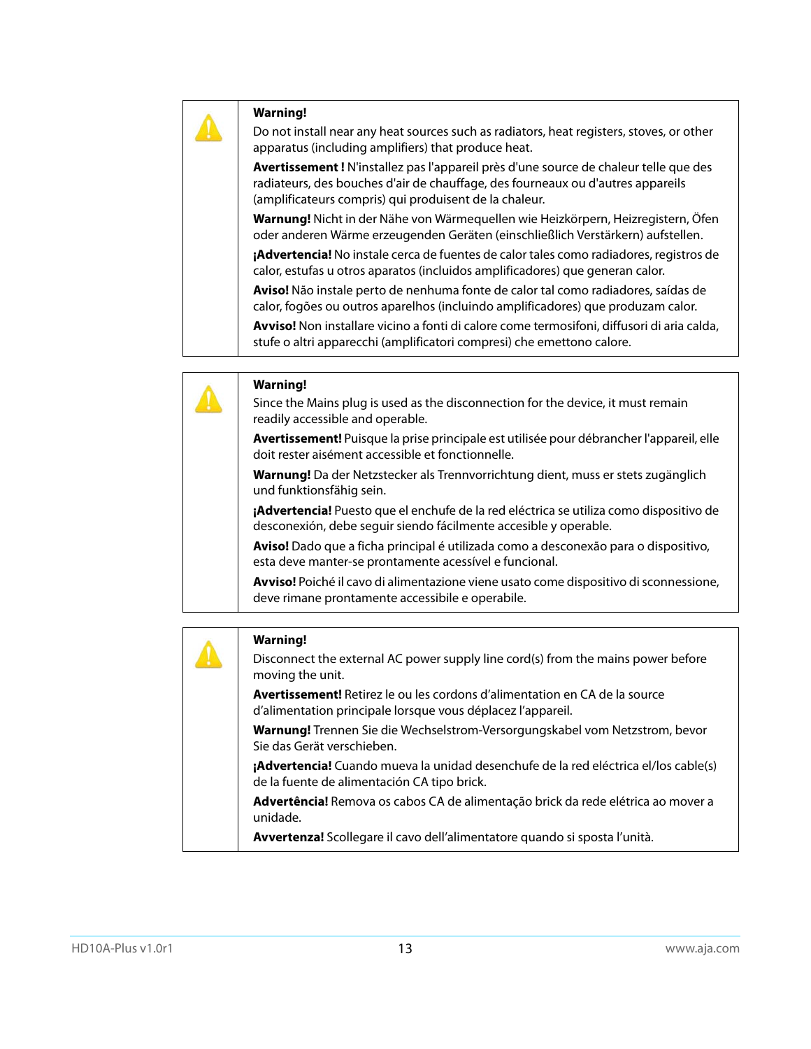**Warning!**

Do not install near any heat sources such as radiators, heat registers, stoves, or other apparatus (including amplifiers) that produce heat.

**Avertissement !** N'installez pas l'appareil près d'une source de chaleur telle que des radiateurs, des bouches d'air de chauffage, des fourneaux ou d'autres appareils (amplificateurs compris) qui produisent de la chaleur.

**Warnung!** Nicht in der Nähe von Wärmequellen wie Heizkörpern, Heizregistern, Öfen oder anderen Wärme erzeugenden Geräten (einschließlich Verstärkern) aufstellen.

**¡Advertencia!** No instale cerca de fuentes de calor tales como radiadores, registros de calor, estufas u otros aparatos (incluidos amplificadores) que generan calor.

**Aviso!** Não instale perto de nenhuma fonte de calor tal como radiadores, saídas de calor, fogões ou outros aparelhos (incluindo amplificadores) que produzam calor.

**Avviso!** Non installare vicino a fonti di calore come termosifoni, diffusori di aria calda, stufe o altri apparecchi (amplificatori compresi) che emettono calore.

**Warning!**

Since the Mains plug is used as the disconnection for the device, it must remain readily accessible and operable.

**Avertissement!** Puisque la prise principale est utilisée pour débrancher l'appareil, elle doit rester aisément accessible et fonctionnelle.

**Warnung!** Da der Netzstecker als Trennvorrichtung dient, muss er stets zugänglich und funktionsfähig sein.

**¡Advertencia!** Puesto que el enchufe de la red eléctrica se utiliza como dispositivo de desconexión, debe seguir siendo fácilmente accesible y operable.

**Aviso!** Dado que a ficha principal é utilizada como a desconexão para o dispositivo, esta deve manter-se prontamente acessível e funcional.

**Avviso!** Poiché il cavo di alimentazione viene usato come dispositivo di sconnessione, deve rimane prontamente accessibile e operabile.

**Warning!**

Disconnect the external AC power supply line cord(s) from the mains power before moving the unit.

**Avertissement!** Retirez le ou les cordons d'alimentation en CA de la source d'alimentation principale lorsque vous déplacez l'appareil.

**Warnung!** Trennen Sie die Wechselstrom-Versorgungskabel vom Netzstrom, bevor Sie das Gerät verschieben.

**¡Advertencia!** Cuando mueva la unidad desenchufe de la red eléctrica el/los cable(s) de la fuente de alimentación CA tipo brick.

**Advertência!** Remova os cabos CA de alimentação brick da rede elétrica ao mover a unidade.

**Avvertenza!** Scollegare il cavo dell'alimentatore quando si sposta l'unità.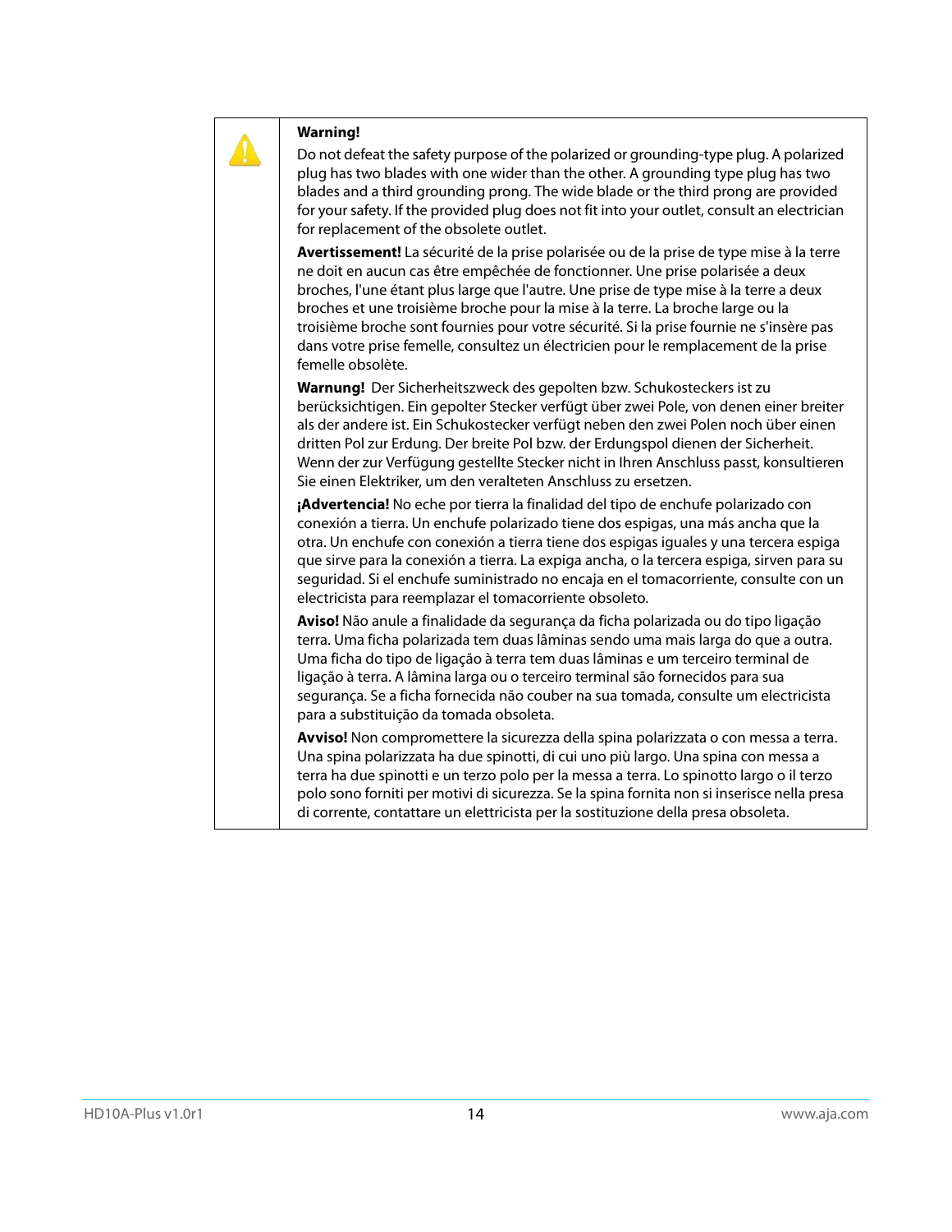**Warning!**

Do not defeat the safety purpose of the polarized or grounding-type plug. A polarized plug has two blades with one wider than the other. A grounding type plug has two blades and a third grounding prong. The wide blade or the third prong are provided for your safety. If the provided plug does not fit into your outlet, consult an electrician for replacement of the obsolete outlet.

**Avertissement!** La sécurité de la prise polarisée ou de la prise de type mise à la terre ne doit en aucun cas être empêchée de fonctionner. Une prise polarisée a deux broches, l'une étant plus large que l'autre. Une prise de type mise à la terre a deux broches et une troisième broche pour la mise à la terre. La broche large ou la troisième broche sont fournies pour votre sécurité. Si la prise fournie ne s'insère pas dans votre prise femelle, consultez un électricien pour le remplacement de la prise femelle obsolète.

**Warnung!** Der Sicherheitszweck des gepolten bzw. Schukosteckers ist zu berücksichtigen. Ein gepolter Stecker verfügt über zwei Pole, von denen einer breiter als der andere ist. Ein Schukostecker verfügt neben den zwei Polen noch über einen dritten Pol zur Erdung. Der breite Pol bzw. der Erdungspol dienen der Sicherheit. Wenn der zur Verfügung gestellte Stecker nicht in Ihren Anschluss passt, konsultieren Sie einen Elektriker, um den veralteten Anschluss zu ersetzen.

**¡Advertencia!** No eche por tierra la finalidad del tipo de enchufe polarizado con conexión a tierra. Un enchufe polarizado tiene dos espigas, una más ancha que la otra. Un enchufe con conexión a tierra tiene dos espigas iguales y una tercera espiga que sirve para la conexión a tierra. La expiga ancha, o la tercera espiga, sirven para su seguridad. Si el enchufe suministrado no encaja en el tomacorriente, consulte con un electricista para reemplazar el tomacorriente obsoleto.

**Aviso!** Não anule a finalidade da segurança da ficha polarizada ou do tipo ligação terra. Uma ficha polarizada tem duas lâminas sendo uma mais larga do que a outra. Uma ficha do tipo de ligação à terra tem duas lâminas e um terceiro terminal de ligação à terra. A lâmina larga ou o terceiro terminal são fornecidos para sua segurança. Se a ficha fornecida não couber na sua tomada, consulte um electricista para a substituição da tomada obsoleta.

**Avviso!** Non compromettere la sicurezza della spina polarizzata o con messa a terra. Una spina polarizzata ha due spinotti, di cui uno più largo. Una spina con messa a terra ha due spinotti e un terzo polo per la messa a terra. Lo spinotto largo o il terzo polo sono forniti per motivi di sicurezza. Se la spina fornita non si inserisce nella presa di corrente, contattare un elettricista per la sostituzione della presa obsoleta.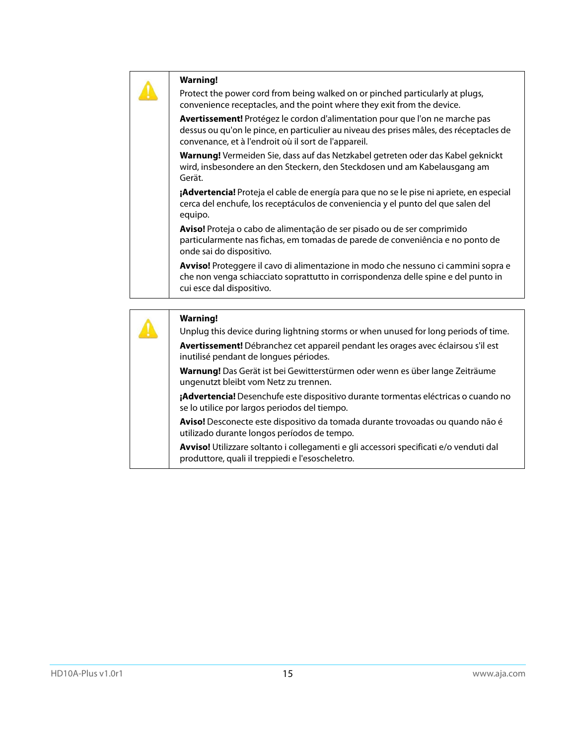**Warning!**

Protect the power cord from being walked on or pinched particularly at plugs, convenience receptacles, and the point where they exit from the device.

**Avertissement!** Protégez le cordon d'alimentation pour que l'on ne marche pas dessus ou qu'on le pince, en particulier au niveau des prises mâles, des réceptacles de convenance, et à l'endroit où il sort de l'appareil.

**Warnung!** Vermeiden Sie, dass auf das Netzkabel getreten oder das Kabel geknickt wird, insbesondere an den Steckern, den Steckdosen und am Kabelausgang am Gerät.

**¡Advertencia!** Proteja el cable de energía para que no se le pise ni apriete, en especial cerca del enchufe, los receptáculos de conveniencia y el punto del que salen del equipo.

**Aviso!** Proteja o cabo de alimentação de ser pisado ou de ser comprimido particularmente nas fichas, em tomadas de parede de conveniência e no ponto de onde sai do dispositivo.

**Avviso!** Proteggere il cavo di alimentazione in modo che nessuno ci cammini sopra e che non venga schiacciato soprattutto in corrispondenza delle spine e del punto in cui esce dal dispositivo.

**Warning!**

Unplug this device during lightning storms or when unused for long periods of time.

**Avertissement!** Débranchez cet appareil pendant les orages avec éclairsou s'il est inutilisé pendant de longues périodes.

**Warnung!** Das Gerät ist bei Gewitterstürmen oder wenn es über lange Zeiträume ungenutzt bleibt vom Netz zu trennen.

**¡Advertencia!** Desenchufe este dispositivo durante tormentas eléctricas o cuando no se lo utilice por largos periodos del tiempo.

**Aviso!** Desconecte este dispositivo da tomada durante trovoadas ou quando não é utilizado durante longos períodos de tempo.

**Avviso!** Utilizzare soltanto i collegamenti e gli accessori specificati e/o venduti dal produttore, quali il treppiedi e l'esoscheletro.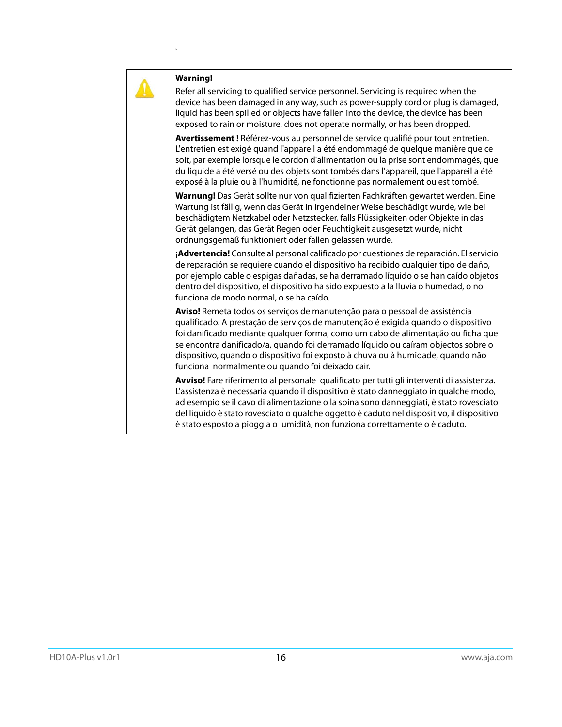**Warning!**

Refer all servicing to qualified service personnel. Servicing is required when the device has been damaged in any way, such as power-supply cord or plug is damaged, liquid has been spilled or objects have fallen into the device, the device has been exposed to rain or moisture, does not operate normally, or has been dropped.

**Avertissement !** Référez-vous au personnel de service qualifié pour tout entretien. L'entretien est exigé quand l'appareil a été endommagé de quelque manière que ce soit, par exemple lorsque le cordon d'alimentation ou la prise sont endommagés, que du liquide a été versé ou des objets sont tombés dans l'appareil, que l'appareil a été exposé à la pluie ou à l'humidité, ne fonctionne pas normalement ou est tombé.

**Warnung!** Das Gerät sollte nur von qualifizierten Fachkräften gewartet werden. Eine Wartung ist fällig, wenn das Gerät in irgendeiner Weise beschädigt wurde, wie bei beschädigtem Netzkabel oder Netzstecker, falls Flüssigkeiten oder Objekte in das Gerät gelangen, das Gerät Regen oder Feuchtigkeit ausgesetzt wurde, nicht ordnungsgemäß funktioniert oder fallen gelassen wurde.

**¡Advertencia!** Consulte al personal calificado por cuestiones de reparación. El servicio de reparación se requiere cuando el dispositivo ha recibido cualquier tipo de daño, por ejemplo cable o espigas dañadas, se ha derramado líquido o se han caído objetos dentro del dispositivo, el dispositivo ha sido expuesto a la lluvia o humedad, o no funciona de modo normal, o se ha caído.

**Aviso!** Remeta todos os serviços de manutenção para o pessoal de assistência qualificado. A prestação de serviços de manutenção é exigida quando o dispositivo foi danificado mediante qualquer forma, como um cabo de alimentação ou ficha que se encontra danificado/a, quando foi derramado líquido ou caíram objectos sobre o dispositivo, quando o dispositivo foi exposto à chuva ou à humidade, quando não funciona normalmente ou quando foi deixado cair.

**Avviso!** Fare riferimento al personale qualificato per tutti gli interventi di assistenza. L'assistenza è necessaria quando il dispositivo è stato danneggiato in qualche modo, ad esempio se il cavo di alimentazione o la spina sono danneggiati, è stato rovesciato del liquido è stato rovesciato o qualche oggetto è caduto nel dispositivo, il dispositivo è stato esposto a pioggia o umidità, non funziona correttamente o è caduto.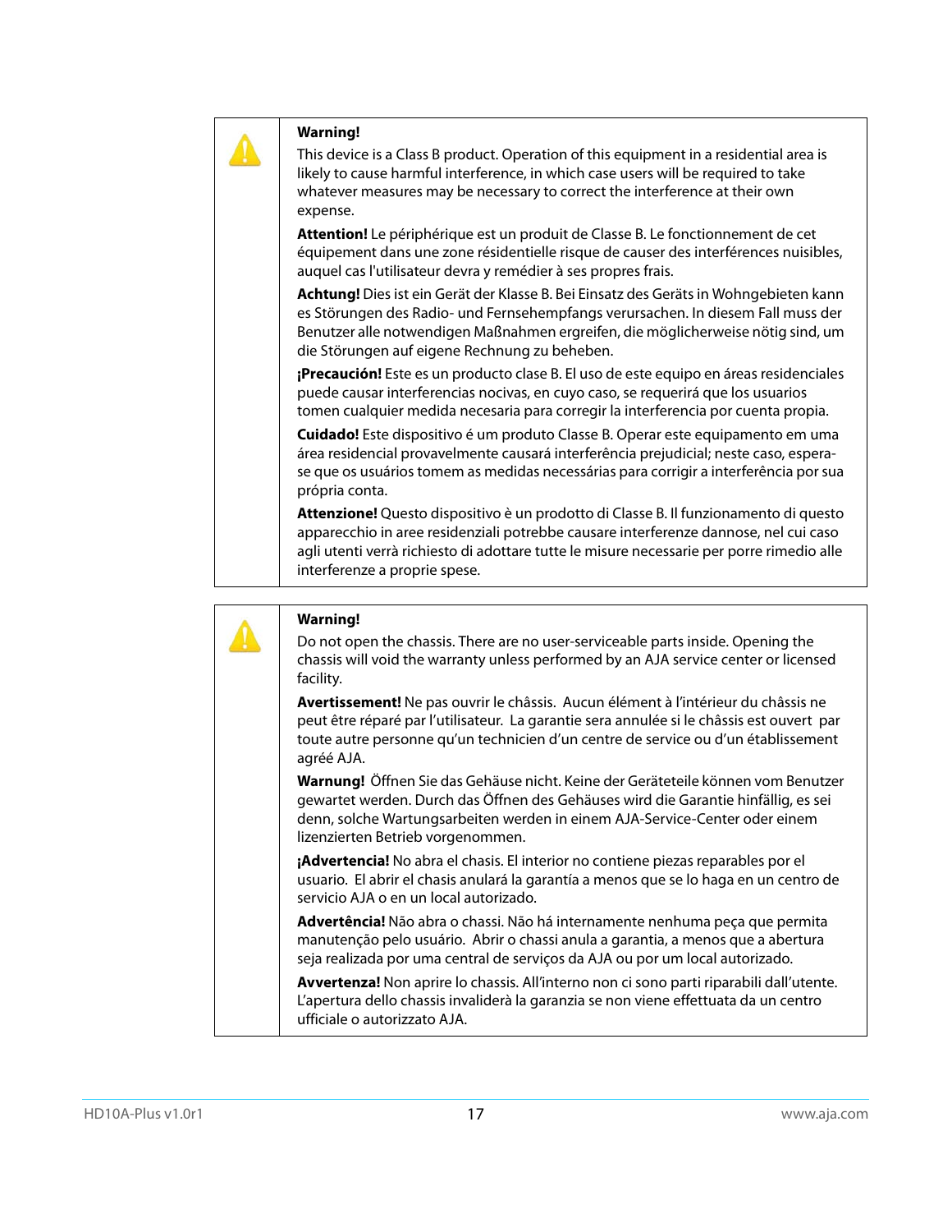**Warning!**

This device is a Class B product. Operation of this equipment in a residential area is likely to cause harmful interference, in which case users will be required to take whatever measures may be necessary to correct the interference at their own expense.

**Attention!** Le périphérique est un produit de Classe B. Le fonctionnement de cet équipement dans une zone résidentielle risque de causer des interférences nuisibles, auquel cas l'utilisateur devra y remédier à ses propres frais.

**Achtung!** Dies ist ein Gerät der Klasse B. Bei Einsatz des Geräts in Wohngebieten kann es Störungen des Radio- und Fernsehempfangs verursachen. In diesem Fall muss der Benutzer alle notwendigen Maßnahmen ergreifen, die möglicherweise nötig sind, um die Störungen auf eigene Rechnung zu beheben.

**¡Precaución!** Este es un producto clase B. El uso de este equipo en áreas residenciales puede causar interferencias nocivas, en cuyo caso, se requerirá que los usuarios tomen cualquier medida necesaria para corregir la interferencia por cuenta propia.

**Cuidado!** Este dispositivo é um produto Classe B. Operar este equipamento em uma área residencial provavelmente causará interferência prejudicial; neste caso, espera-se que os usuários tomem as medidas necessárias para corrigir a interferência por sua própria conta.

**Attenzione!** Questo dispositivo è un prodotto di Classe B. Il funzionamento di questo apparecchio in aree residenziali potrebbe causare interferenze dannose, nel cui caso agli utenti verrà richiesto di adottare tutte le misure necessarie per porre rimedio alle interferenze a proprie spese.

**Warning!**

Do not open the chassis. There are no user-serviceable parts inside. Opening the chassis will void the warranty unless performed by an AJA service center or licensed facility.

**Avertissement!** Ne pas ouvrir le châssis. Aucun élément à l'intérieur du châssis ne peut être réparé par l'utilisateur. La garantie sera annulée si le châssis est ouvert par toute autre personne qu'un technicien d'un centre de service ou d'un établissement agréé AJA.

**Warnung!** Öffnen Sie das Gehäuse nicht. Keine der Geräteteile können vom Benutzer gewartet werden. Durch das Öffnen des Gehäuses wird die Garantie hinfällig, es sei denn, solche Wartungsarbeiten werden in einem AJA-Service-Center oder einem lizenzierten Betrieb vorgenommen.

**¡Advertencia!** No abra el chasis. El interior no contiene piezas reparables por el usuario. El abrir el chasis anulará la garantía a menos que se lo haga en un centro de servicio AJA o en un local autorizado.

**Advertência!** Não abra o chassi. Não há internamente nenhuma peça que permita manutenção pelo usuário. Abrir o chassi anula a garantia, a menos que a abertura seja realizada por uma central de serviços da AJA ou por um local autorizado.

**Avvertenza!** Non aprire lo chassis. All'interno non ci sono parti riparabili dall'utente. L'apertura dello chassis invaliderà la garanzia se non viene effettuata da un centro ufficiale o autorizzato AJA.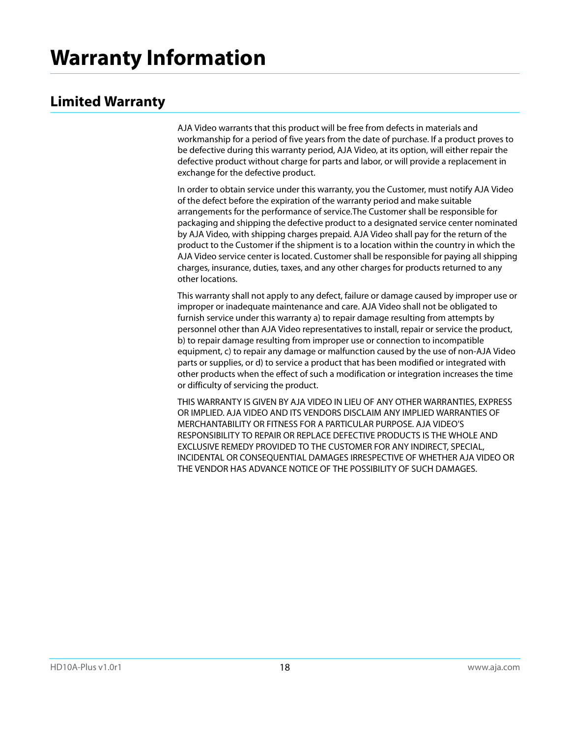# Warranty Information

## Limited Warranty

AJA Video warrants that this product will be free from defects in materials and workmanship for a period of five years from the date of purchase. If a product proves to be defective during this warranty period, AJA Video, at its option, will either repair the defective product without charge for parts and labor, or will provide a replacement in exchange for the defective product.

In order to obtain service under this warranty, you the Customer, must notify AJA Video of the defect before the expiration of the warranty period and make suitable arrangements for the performance of service.The Customer shall be responsible for packaging and shipping the defective product to a designated service center nominated by AJA Video, with shipping charges prepaid. AJA Video shall pay for the return of the product to the Customer if the shipment is to a location within the country in which the AJA Video service center is located. Customer shall be responsible for paying all shipping charges, insurance, duties, taxes, and any other charges for products returned to any other locations.

This warranty shall not apply to any defect, failure or damage caused by improper use or improper or inadequate maintenance and care. AJA Video shall not be obligated to furnish service under this warranty a) to repair damage resulting from attempts by personnel other than AJA Video representatives to install, repair or service the product, b) to repair damage resulting from improper use or connection to incompatible equipment, c) to repair any damage or malfunction caused by the use of non-AJA Video parts or supplies, or d) to service a product that has been modified or integrated with other products when the effect of such a modification or integration increases the time or difficulty of servicing the product.

THIS WARRANTY IS GIVEN BY AJA VIDEO IN LIEU OF ANY OTHER WARRANTIES, EXPRESS OR IMPLIED. AJA VIDEO AND ITS VENDORS DISCLAIM ANY IMPLIED WARRANTIES OF MERCHANTABILITY OR FITNESS FOR A PARTICULAR PURPOSE. AJA VIDEO'S RESPONSIBILITY TO REPAIR OR REPLACE DEFECTIVE PRODUCTS IS THE WHOLE AND EXCLUSIVE REMEDY PROVIDED TO THE CUSTOMER FOR ANY INDIRECT, SPECIAL, INCIDENTAL OR CONSEQUENTIAL DAMAGES IRRESPECTIVE OF WHETHER AJA VIDEO OR THE VENDOR HAS ADVANCE NOTICE OF THE POSSIBILITY OF SUCH DAMAGES.